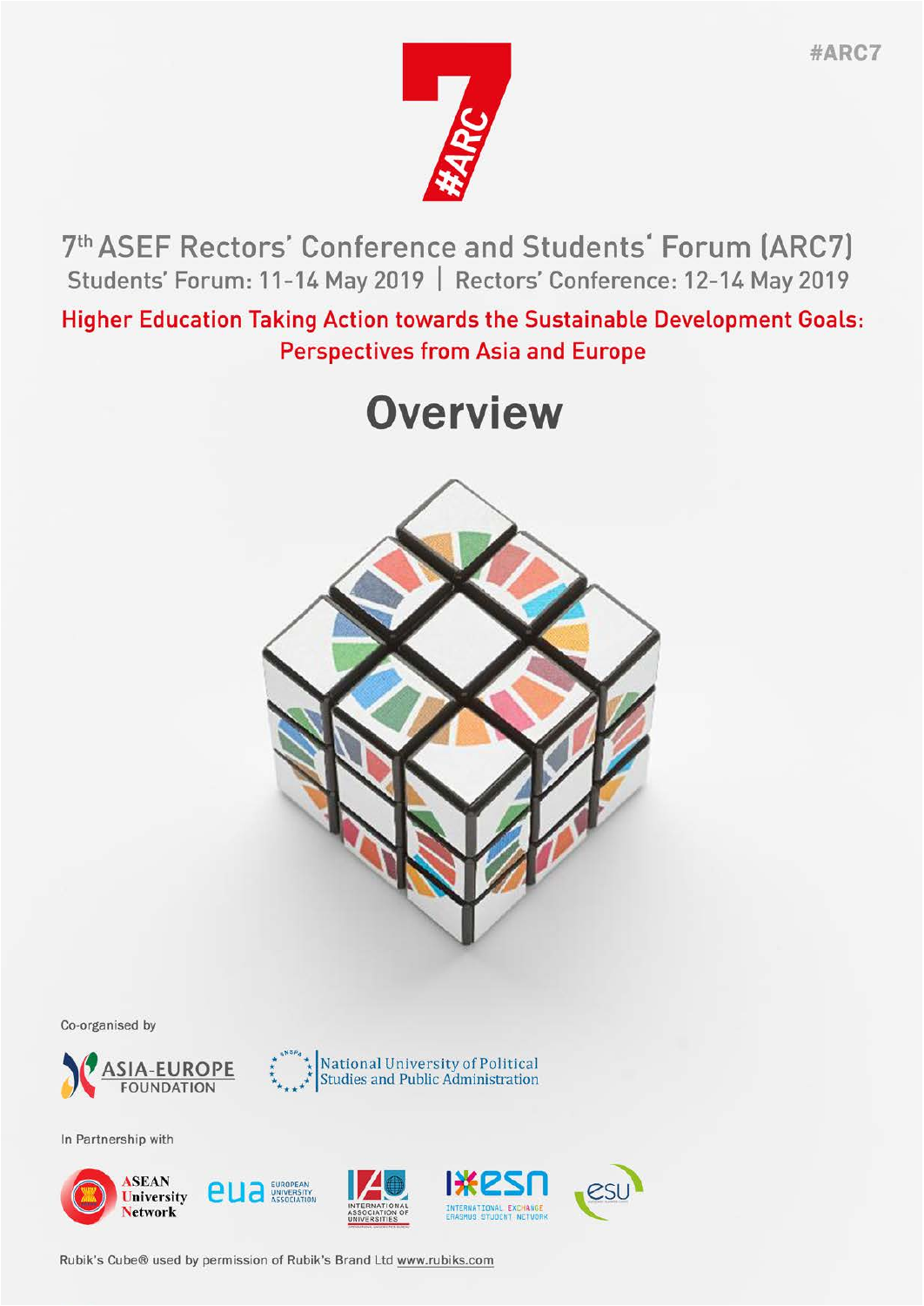#ARC7

# 7th ASEF Rectors' Conference and Students' Forum (ARC7)

Students' Forum: 11-14 May 2019 | Rectors' Conference: 12-14 May 2019

**Higher Education Taking Action towards the Sustainable Development Goals: Perspectives from Asia and Europe**

# Overview

Co-organised by

ASIA-EUROPE FOUNDATION

National University of Political Studies and Public Administration

In Partnership with

ASEAN University Network

EUA European University Association

International Association of Universities

ESN International Exchange Erasmus Student Network

ESU

Rubik's Cube® used by permission of Rubik's Brand Ltd www.rubiks.com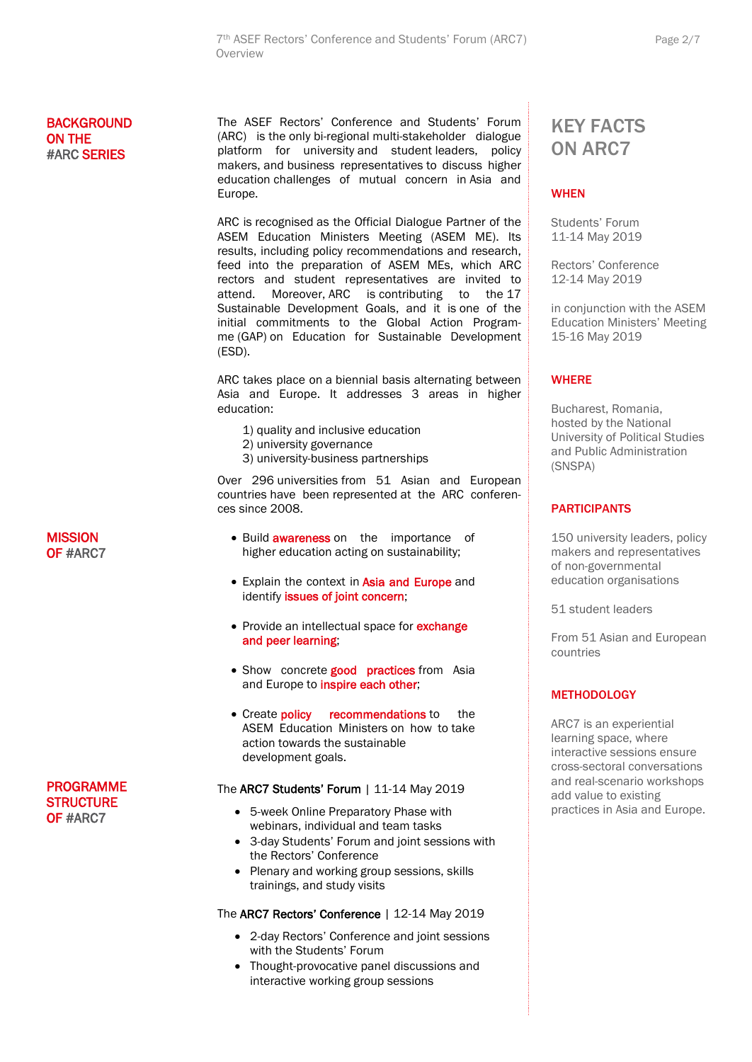## BACKGROUND ON THE #ARC SERIES

The ASEF Rectors' Conference and Students' Forum (ARC) is the only bi-regional multi-stakeholder dialogue platform for university and student leaders, policy makers, and business representatives to discuss higher education challenges of mutual concern in Asia and Europe.

ARC is recognised as the Official Dialogue Partner of the ASEM Education Ministers Meeting (ASEM ME). Its results, including policy recommendations and research, feed into the preparation of ASEM MEs, which ARC rectors and student representatives are invited to attend. Moreover, ARC is contributing to the 17 Sustainable Development Goals, and it is one of the initial commitments to the Global Action Programme (GAP) on Education for Sustainable Development (ESD).

ARC takes place on a biennial basis alternating between Asia and Europe. It addresses 3 areas in higher education:

1) quality and inclusive education
2) university governance
3) university-business partnerships

Over 296 universities from 51 Asian and European countries have been represented at the ARC conferences since 2008.

## MISSION OF #ARC7

- Build **awareness** on the importance of higher education acting on sustainability;
- Explain the context in **Asia and Europe** and identify **issues of joint concern**;
- Provide an intellectual space for **exchange and peer learning**;
- Show concrete **good practices** from Asia and Europe to **inspire each other**;
- Create **policy recommendations** to the ASEM Education Ministers on how to take action towards the sustainable development goals.

## PROGRAMME STRUCTURE OF #ARC7

The **ARC7 Students' Forum** | 11-14 May 2019

- 5-week Online Preparatory Phase with webinars, individual and team tasks
- 3-day Students' Forum and joint sessions with the Rectors' Conference
- Plenary and working group sessions, skills trainings, and study visits

The **ARC7 Rectors' Conference** | 12-14 May 2019

- 2-day Rectors' Conference and joint sessions with the Students' Forum
- Thought-provocative panel discussions and interactive working group sessions

## KEY FACTS ON ARC7

### WHEN

Students' Forum
11-14 May 2019

Rectors' Conference
12-14 May 2019

in conjunction with the ASEM Education Ministers' Meeting
15-16 May 2019

### WHERE

Bucharest, Romania, hosted by the National University of Political Studies and Public Administration (SNSPA)

### PARTICIPANTS

150 university leaders, policy makers and representatives of non-governmental education organisations

51 student leaders

From 51 Asian and European countries

### METHODOLOGY

ARC7 is an experiential learning space, where interactive sessions ensure cross-sectoral conversations and real-scenario workshops add value to existing practices in Asia and Europe.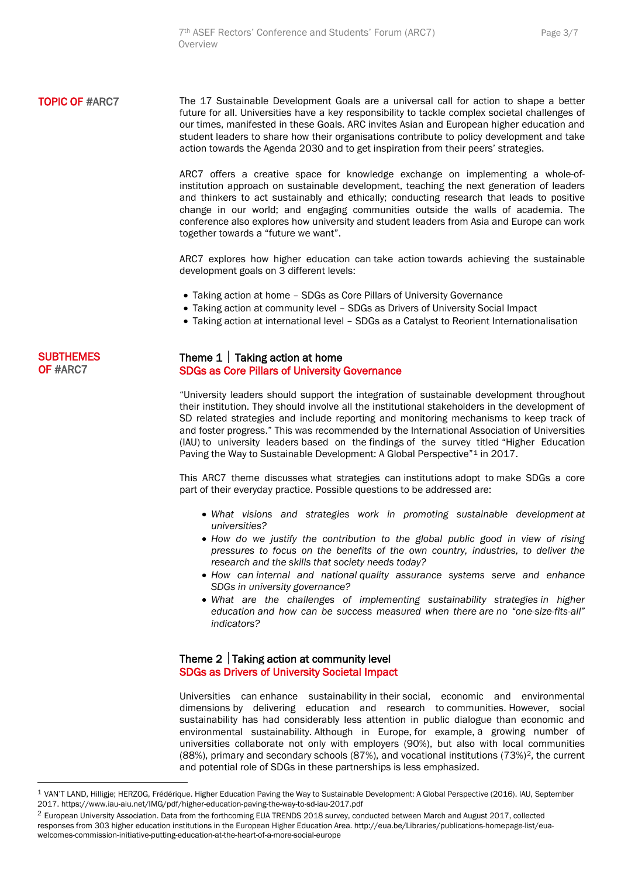## TOPIC OF #ARC7

The 17 Sustainable Development Goals are a universal call for action to shape a better future for all. Universities have a key responsibility to tackle complex societal challenges of our times, manifested in these Goals. ARC invites Asian and European higher education and student leaders to share how their organisations contribute to policy development and take action towards the Agenda 2030 and to get inspiration from their peers' strategies.

ARC7 offers a creative space for knowledge exchange on implementing a whole-of-institution approach on sustainable development, teaching the next generation of leaders and thinkers to act sustainably and ethically; conducting research that leads to positive change in our world; and engaging communities outside the walls of academia. The conference also explores how university and student leaders from Asia and Europe can work together towards a "future we want".

ARC7 explores how higher education can take action towards achieving the sustainable development goals on 3 different levels:

- Taking action at home – SDGs as Core Pillars of University Governance
- Taking action at community level – SDGs as Drivers of University Social Impact
- Taking action at international level – SDGs as a Catalyst to Reorient Internationalisation

## SUBTHEMES OF #ARC7

### Theme 1 | Taking action at home
### SDGs as Core Pillars of University Governance

"University leaders should support the integration of sustainable development throughout their institution. They should involve all the institutional stakeholders in the development of SD related strategies and include reporting and monitoring mechanisms to keep track of and foster progress." This was recommended by the International Association of Universities (IAU) to university leaders based on the findings of the survey titled "Higher Education Paving the Way to Sustainable Development: A Global Perspective"[1] in 2017.

This ARC7 theme discusses what strategies can institutions adopt to make SDGs a core part of their everyday practice. Possible questions to be addressed are:

- *What visions and strategies work in promoting sustainable development at universities?*
- *How do we justify the contribution to the global public good in view of rising pressures to focus on the benefits of the own country, industries, to deliver the research and the skills that society needs today?*
- *How can internal and national quality assurance systems serve and enhance SDGs in university governance?*
- *What are the challenges of implementing sustainability strategies in higher education and how can be success measured when there are no "one-size-fits-all" indicators?*

### Theme 2 | Taking action at community level
### SDGs as Drivers of University Societal Impact

Universities can enhance sustainability in their social, economic and environmental dimensions by delivering education and research to communities. However, social sustainability has had considerably less attention in public dialogue than economic and environmental sustainability. Although in Europe, for example, a growing number of universities collaborate not only with employers (90%), but also with local communities (88%), primary and secondary schools (87%), and vocational institutions (73%)[2], the current and potential role of SDGs in these partnerships is less emphasized.

---

[1] VAN'T LAND, Hilligje; HERZOG, Frédérique. Higher Education Paving the Way to Sustainable Development: A Global Perspective (2016). IAU, September 2017. https://www.iau-aiu.net/IMG/pdf/higher-education-paving-the-way-to-sd-iau-2017.pdf

[2] European University Association. Data from the forthcoming EUA TRENDS 2018 survey, conducted between March and August 2017, collected responses from 303 higher education institutions in the European Higher Education Area. http://eua.be/Libraries/publications-homepage-list/eua-welcomes-commission-initiative-putting-education-at-the-heart-of-a-more-social-europe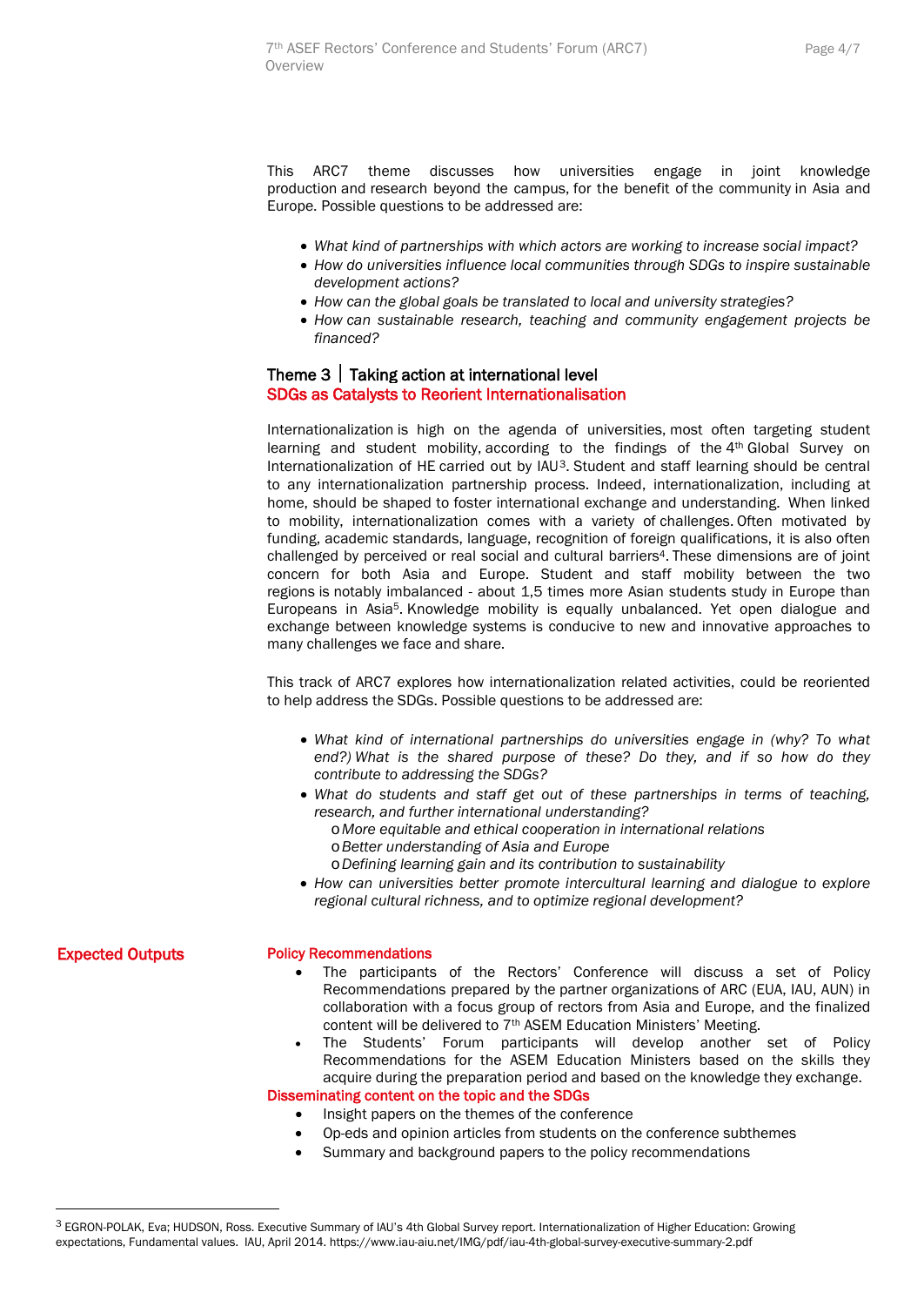This ARC7 theme discusses how universities engage in joint knowledge production and research beyond the campus, for the benefit of the community in Asia and Europe. Possible questions to be addressed are:

- *What kind of partnerships with which actors are working to increase social impact?*
- *How do universities influence local communities through SDGs to inspire sustainable development actions?*
- *How can the global goals be translated to local and university strategies?*
- *How can sustainable research, teaching and community engagement projects be financed?*

## Theme 3 | Taking action at international level
### SDGs as Catalysts to Reorient Internationalisation

Internationalization is high on the agenda of universities, most often targeting student learning and student mobility, according to the findings of the 4th Global Survey on Internationalization of HE carried out by IAU[3]. Student and staff learning should be central to any internationalization partnership process. Indeed, internationalization, including at home, should be shaped to foster international exchange and understanding. When linked to mobility, internationalization comes with a variety of challenges. Often motivated by funding, academic standards, language, recognition of foreign qualifications, it is also often challenged by perceived or real social and cultural barriers[4]. These dimensions are of joint concern for both Asia and Europe. Student and staff mobility between the two regions is notably imbalanced - about 1,5 times more Asian students study in Europe than Europeans in Asia[5]. Knowledge mobility is equally unbalanced. Yet open dialogue and exchange between knowledge systems is conducive to new and innovative approaches to many challenges we face and share.

This track of ARC7 explores how internationalization related activities, could be reoriented to help address the SDGs. Possible questions to be addressed are:

- *What kind of international partnerships do universities engage in (why? To what end?) What is the shared purpose of these? Do they, and if so how do they contribute to addressing the SDGs?*
- *What do students and staff get out of these partnerships in terms of teaching, research, and further international understanding?*
  - *More equitable and ethical cooperation in international relations*
  - *Better understanding of Asia and Europe*
  - *Defining learning gain and its contribution to sustainability*
- *How can universities better promote intercultural learning and dialogue to explore regional cultural richness, and to optimize regional development?*

## Expected Outputs

**Policy Recommendations**

- The participants of the Rectors' Conference will discuss a set of Policy Recommendations prepared by the partner organizations of ARC (EUA, IAU, AUN) in collaboration with a focus group of rectors from Asia and Europe, and the finalized content will be delivered to 7th ASEM Education Ministers' Meeting.
- The Students' Forum participants will develop another set of Policy Recommendations for the ASEM Education Ministers based on the skills they acquire during the preparation period and based on the knowledge they exchange.

**Disseminating content on the topic and the SDGs**

- Insight papers on the themes of the conference
- Op-eds and opinion articles from students on the conference subthemes
- Summary and background papers to the policy recommendations

---

[3] EGRON-POLAK, Eva; HUDSON, Ross. Executive Summary of IAU's 4th Global Survey report. Internationalization of Higher Education: Growing expectations, Fundamental values. IAU, April 2014. https://www.iau-aiu.net/IMG/pdf/iau-4th-global-survey-executive-summary-2.pdf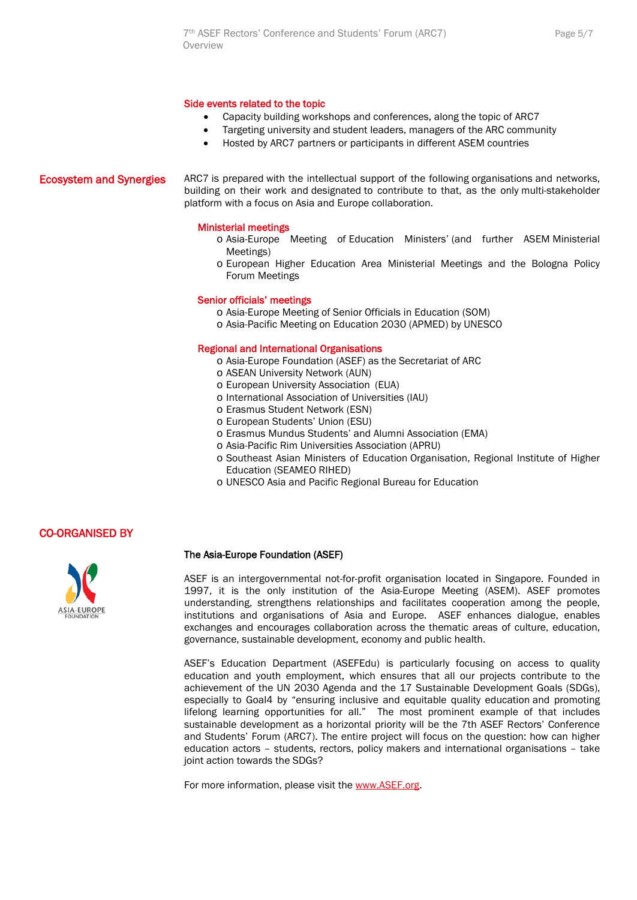### Side events related to the topic

- Capacity building workshops and conferences, along the topic of ARC7
- Targeting university and student leaders, managers of the ARC community
- Hosted by ARC7 partners or participants in different ASEM countries

## Ecosystem and Synergies

ARC7 is prepared with the intellectual support of the following organisations and networks, building on their work and designated to contribute to that, as the only multi-stakeholder platform with a focus on Asia and Europe collaboration.

### Ministerial meetings

- Asia-Europe Meeting of Education Ministers' (and further ASEM Ministerial Meetings)
- European Higher Education Area Ministerial Meetings and the Bologna Policy Forum Meetings

### Senior officials' meetings

- Asia-Europe Meeting of Senior Officials in Education (SOM)
- Asia-Pacific Meeting on Education 2030 (APMED) by UNESCO

### Regional and International Organisations

- Asia-Europe Foundation (ASEF) as the Secretariat of ARC
- ASEAN University Network (AUN)
- European University Association (EUA)
- International Association of Universities (IAU)
- Erasmus Student Network (ESN)
- European Students' Union (ESU)
- Erasmus Mundus Students' and Alumni Association (EMA)
- Asia-Pacific Rim Universities Association (APRU)
- Southeast Asian Ministers of Education Organisation, Regional Institute of Higher Education (SEAMEO RIHED)
- UNESCO Asia and Pacific Regional Bureau for Education

## CO-ORGANISED BY

ASIA-EUROPE FOUNDATION

**The Asia-Europe Foundation (ASEF)**

ASEF is an intergovernmental not-for-profit organisation located in Singapore. Founded in 1997, it is the only institution of the Asia-Europe Meeting (ASEM). ASEF promotes understanding, strengthens relationships and facilitates cooperation among the people, institutions and organisations of Asia and Europe. ASEF enhances dialogue, enables exchanges and encourages collaboration across the thematic areas of culture, education, governance, sustainable development, economy and public health.

ASEF's Education Department (ASEFEdu) is particularly focusing on access to quality education and youth employment, which ensures that all our projects contribute to the achievement of the UN 2030 Agenda and the 17 Sustainable Development Goals (SDGs), especially to Goal4 by "ensuring inclusive and equitable quality education and promoting lifelong learning opportunities for all." The most prominent example of that includes sustainable development as a horizontal priority will be the 7th ASEF Rectors' Conference and Students' Forum (ARC7). The entire project will focus on the question: how can higher education actors – students, rectors, policy makers and international organisations – take joint action towards the SDGs?

For more information, please visit the www.ASEF.org.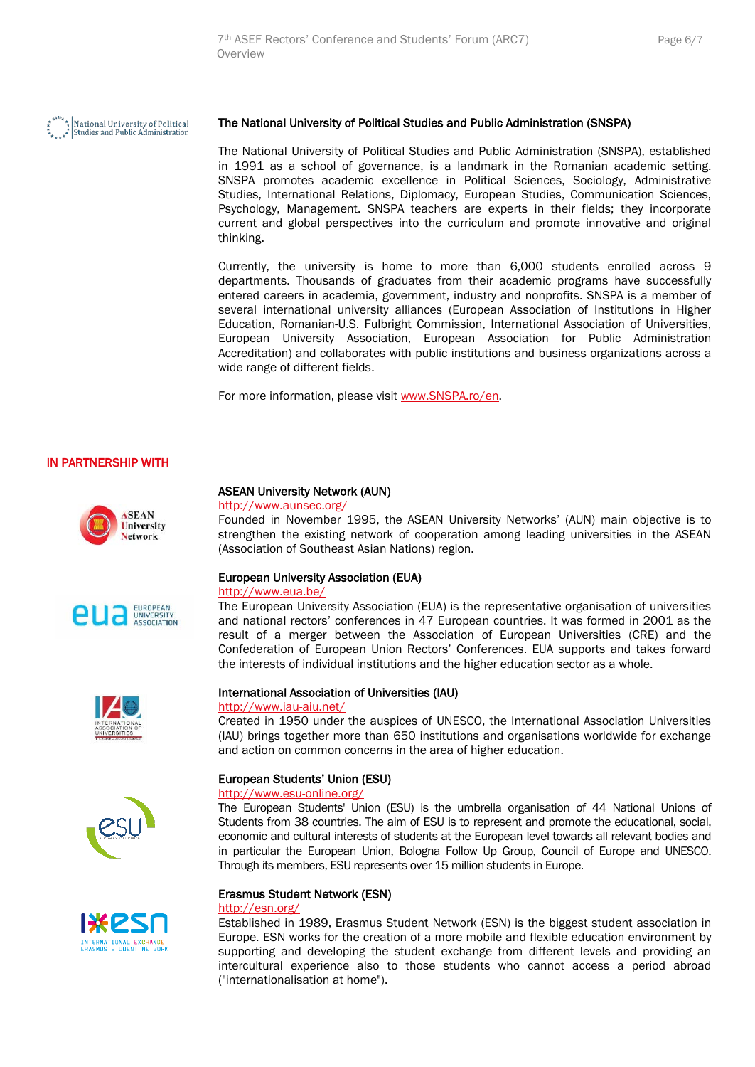### The National University of Political Studies and Public Administration (SNSPA)

The National University of Political Studies and Public Administration (SNSPA), established in 1991 as a school of governance, is a landmark in the Romanian academic setting. SNSPA promotes academic excellence in Political Sciences, Sociology, Administrative Studies, International Relations, Diplomacy, European Studies, Communication Sciences, Psychology, Management. SNSPA teachers are experts in their fields; they incorporate current and global perspectives into the curriculum and promote innovative and original thinking.

Currently, the university is home to more than 6,000 students enrolled across 9 departments. Thousands of graduates from their academic programs have successfully entered careers in academia, government, industry and nonprofits. SNSPA is a member of several international university alliances (European Association of Institutions in Higher Education, Romanian-U.S. Fulbright Commission, International Association of Universities, European University Association, European Association for Public Administration Accreditation) and collaborates with public institutions and business organizations across a wide range of different fields.

For more information, please visit www.SNSPA.ro/en.

## IN PARTNERSHIP WITH

### ASEAN University Network (AUN)

http://www.aunsec.org/

Founded in November 1995, the ASEAN University Networks' (AUN) main objective is to strengthen the existing network of cooperation among leading universities in the ASEAN (Association of Southeast Asian Nations) region.

### European University Association (EUA)

http://www.eua.be/

The European University Association (EUA) is the representative organisation of universities and national rectors' conferences in 47 European countries. It was formed in 2001 as the result of a merger between the Association of European Universities (CRE) and the Confederation of European Union Rectors' Conferences. EUA supports and takes forward the interests of individual institutions and the higher education sector as a whole.

### International Association of Universities (IAU)

http://www.iau-aiu.net/

Created in 1950 under the auspices of UNESCO, the International Association Universities (IAU) brings together more than 650 institutions and organisations worldwide for exchange and action on common concerns in the area of higher education.

### European Students' Union (ESU)

http://www.esu-online.org/

The European Students' Union (ESU) is the umbrella organisation of 44 National Unions of Students from 38 countries. The aim of ESU is to represent and promote the educational, social, economic and cultural interests of students at the European level towards all relevant bodies and in particular the European Union, Bologna Follow Up Group, Council of Europe and UNESCO. Through its members, ESU represents over 15 million students in Europe.

### Erasmus Student Network (ESN)

http://esn.org/

Established in 1989, Erasmus Student Network (ESN) is the biggest student association in Europe. ESN works for the creation of a more mobile and flexible education environment by supporting and developing the student exchange from different levels and providing an intercultural experience also to those students who cannot access a period abroad ("internationalisation at home").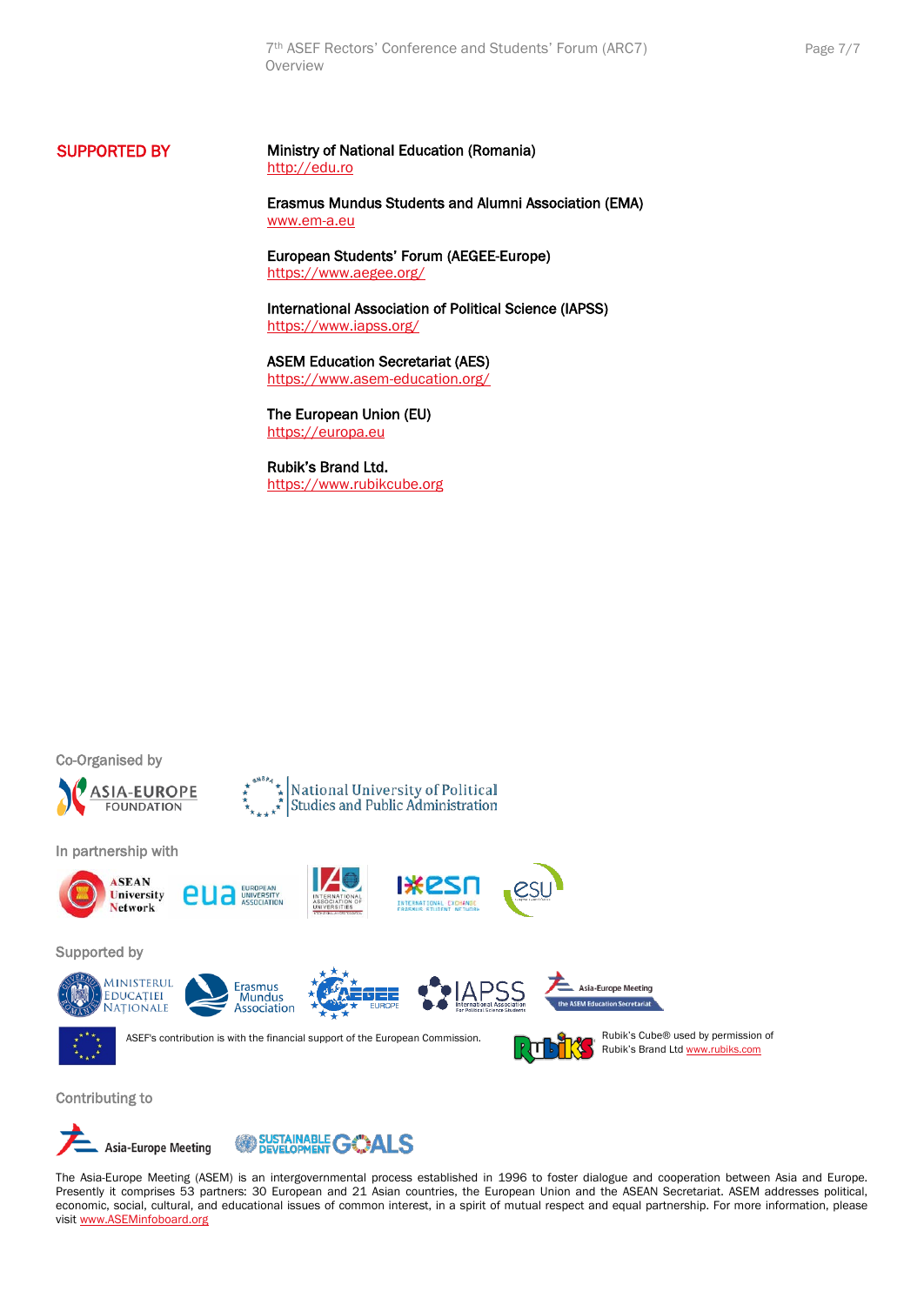## SUPPORTED BY

**Ministry of National Education (Romania)**
http://edu.ro

**Erasmus Mundus Students and Alumni Association (EMA)**
www.em-a.eu

**European Students' Forum (AEGEE-Europe)**
https://www.aegee.org/

**International Association of Political Science (IAPSS)**
https://www.iapss.org/

**ASEM Education Secretariat (AES)**
https://www.asem-education.org/

**The European Union (EU)**
https://europa.eu

**Rubik's Brand Ltd.**
https://www.rubikcube.org

Co-Organised by

In partnership with

Supported by

ASEF's contribution is with the financial support of the European Commission.

Rubik's Cube® used by permission of Rubik's Brand Ltd www.rubiks.com

Contributing to

The Asia-Europe Meeting (ASEM) is an intergovernmental process established in 1996 to foster dialogue and cooperation between Asia and Europe. Presently it comprises 53 partners: 30 European and 21 Asian countries, the European Union and the ASEAN Secretariat. ASEM addresses political, economic, social, cultural, and educational issues of common interest, in a spirit of mutual respect and equal partnership. For more information, please visit www.ASEMinfoboard.org